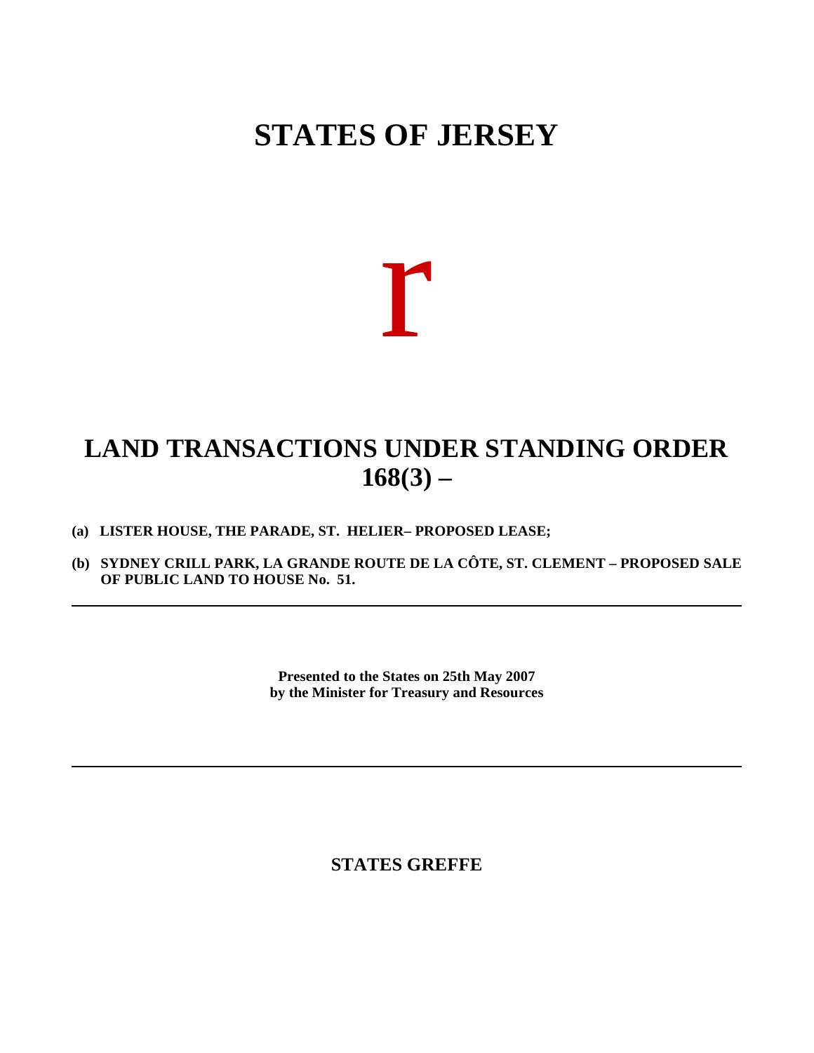# STATES OF JERSEY

r

## LAND TRANSACTIONS UNDER STANDING ORDER 168(3) –

**(a) LISTER HOUSE, THE PARADE, ST. HELIER– PROPOSED LEASE;**

**(b) SYDNEY CRILL PARK, LA GRANDE ROUTE DE LA CÔTE, ST. CLEMENT – PROPOSED SALE OF PUBLIC LAND TO HOUSE No. 51.**

---

**Presented to the States on 25th May 2007**
**by the Minister for Treasury and Resources**

---

**STATES GREFFE**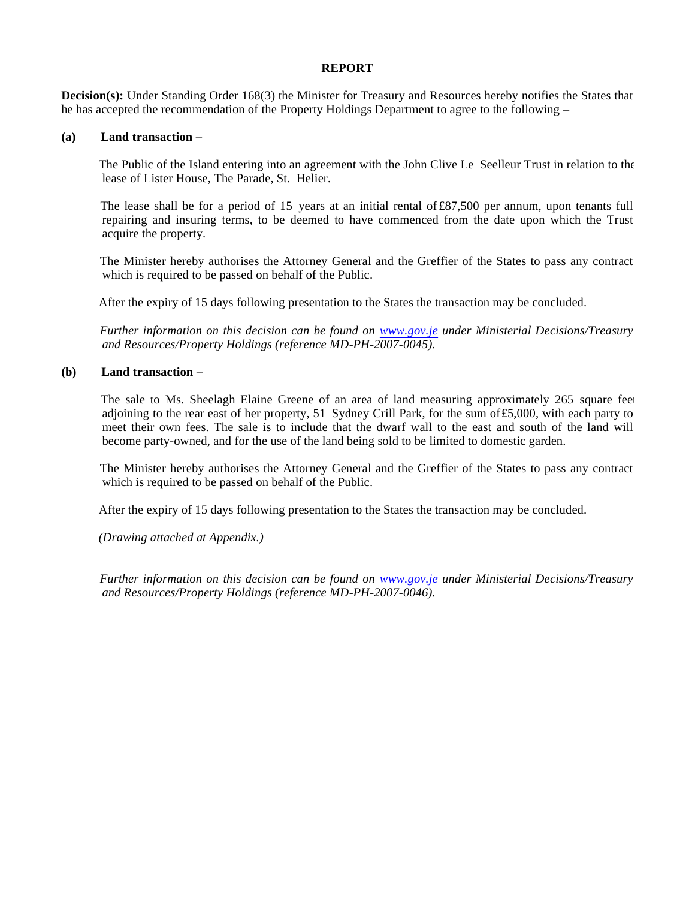**REPORT**

**Decision(s):** Under Standing Order 168(3) the Minister for Treasury and Resources hereby notifies the States that he has accepted the recommendation of the Property Holdings Department to agree to the following –

**(a) Land transaction –**

The Public of the Island entering into an agreement with the John Clive Le Seelleur Trust in relation to the lease of Lister House, The Parade, St. Helier.

The lease shall be for a period of 15 years at an initial rental of £87,500 per annum, upon tenants full repairing and insuring terms, to be deemed to have commenced from the date upon which the Trust acquire the property.

The Minister hereby authorises the Attorney General and the Greffier of the States to pass any contract which is required to be passed on behalf of the Public.

After the expiry of 15 days following presentation to the States the transaction may be concluded.

*Further information on this decision can be found on [www.gov.je](www.gov.je) under Ministerial Decisions/Treasury and Resources/Property Holdings (reference MD-PH-2007-0045).*

**(b) Land transaction –**

The sale to Ms. Sheelagh Elaine Greene of an area of land measuring approximately 265 square feet adjoining to the rear east of her property, 51 Sydney Crill Park, for the sum of £5,000, with each party to meet their own fees. The sale is to include that the dwarf wall to the east and south of the land will become party-owned, and for the use of the land being sold to be limited to domestic garden.

The Minister hereby authorises the Attorney General and the Greffier of the States to pass any contract which is required to be passed on behalf of the Public.

After the expiry of 15 days following presentation to the States the transaction may be concluded.

*(Drawing attached at Appendix.)*

*Further information on this decision can be found on [www.gov.je](www.gov.je) under Ministerial Decisions/Treasury and Resources/Property Holdings (reference MD-PH-2007-0046).*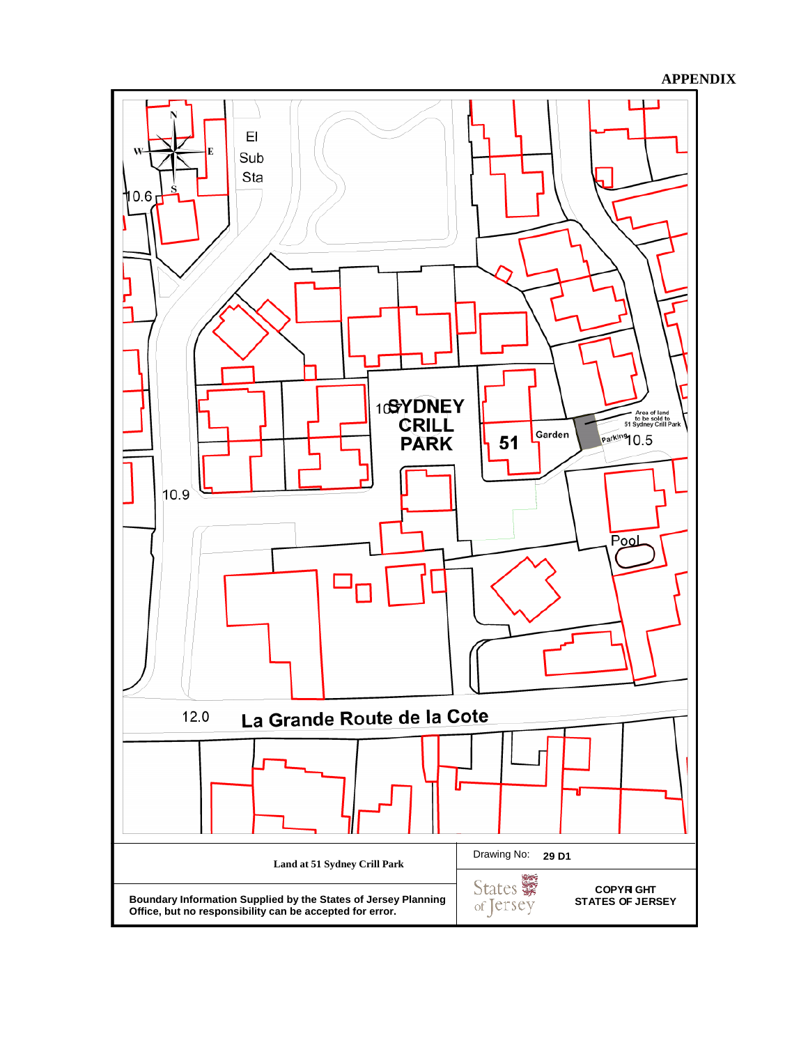**APPENDIX**

N

W

E

S

El

Sub

Sta

10.6

10 SYDNEY

CRILL

PARK

51

Garden

Area of land to be sold to 51 Sydney Crill Park

Parking

10.5

10.9

Pool

12.0

La Grande Route de la Cote

| | |
|---|---|
| **Land at 51 Sydney Crill Park** | Drawing No: **29 D1** |
| **Boundary Information Supplied by the States of Jersey Planning Office, but no responsibility can be accepted for error.** | States of Jersey **COPYRIGHT STATES OF JERSEY** |